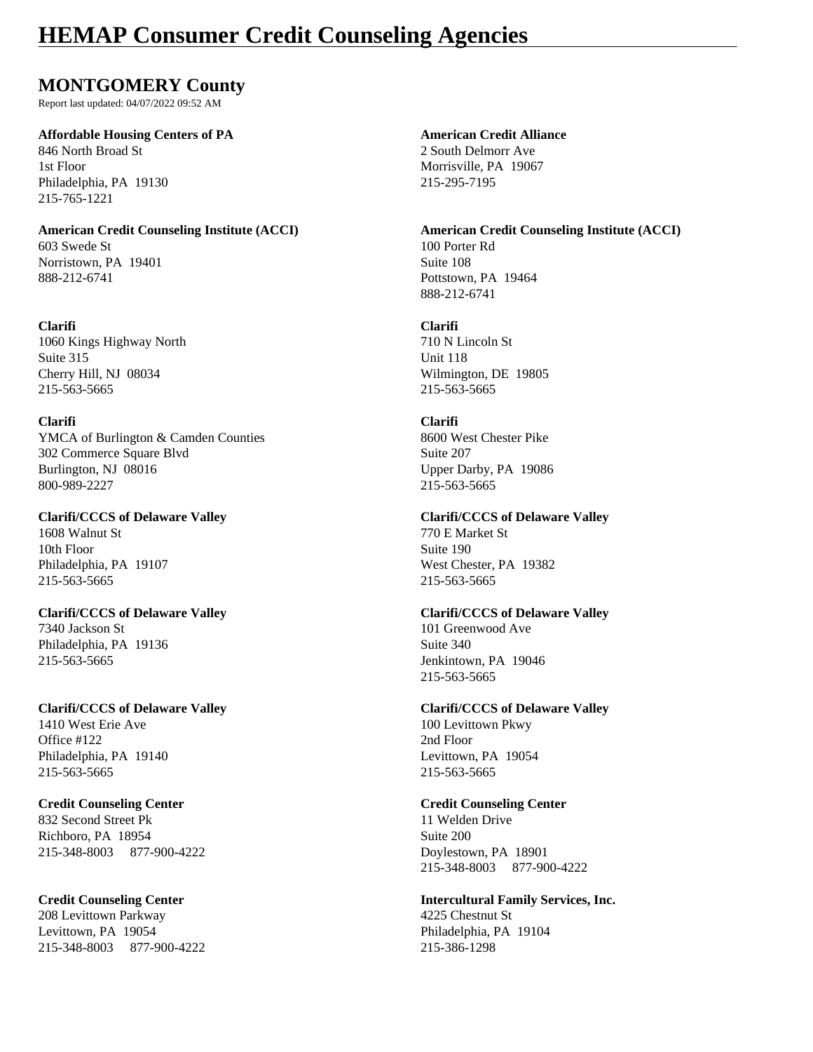# HEMAP Consumer Credit Counseling Agencies

## MONTGOMERY County

Report last updated: 04/07/2022 09:52 AM

**Affordable Housing Centers of PA**
846 North Broad St
1st Floor
Philadelphia, PA 19130
215-765-1221

**American Credit Alliance**
2 South Delmorr Ave
Morrisville, PA 19067
215-295-7195

**American Credit Counseling Institute (ACCI)**
603 Swede St
Norristown, PA 19401
888-212-6741

**American Credit Counseling Institute (ACCI)**
100 Porter Rd
Suite 108
Pottstown, PA 19464
888-212-6741

**Clarifi**
1060 Kings Highway North
Suite 315
Cherry Hill, NJ 08034
215-563-5665

**Clarifi**
710 N Lincoln St
Unit 118
Wilmington, DE 19805
215-563-5665

**Clarifi**
YMCA of Burlington & Camden Counties
302 Commerce Square Blvd
Burlington, NJ 08016
800-989-2227

**Clarifi**
8600 West Chester Pike
Suite 207
Upper Darby, PA 19086
215-563-5665

**Clarifi/CCCS of Delaware Valley**
1608 Walnut St
10th Floor
Philadelphia, PA 19107
215-563-5665

**Clarifi/CCCS of Delaware Valley**
770 E Market St
Suite 190
West Chester, PA 19382
215-563-5665

**Clarifi/CCCS of Delaware Valley**
7340 Jackson St
Philadelphia, PA 19136
215-563-5665

**Clarifi/CCCS of Delaware Valley**
101 Greenwood Ave
Suite 340
Jenkintown, PA 19046
215-563-5665

**Clarifi/CCCS of Delaware Valley**
1410 West Erie Ave
Office #122
Philadelphia, PA 19140
215-563-5665

**Clarifi/CCCS of Delaware Valley**
100 Levittown Pkwy
2nd Floor
Levittown, PA 19054
215-563-5665

**Credit Counseling Center**
832 Second Street Pk
Richboro, PA 18954
215-348-8003 877-900-4222

**Credit Counseling Center**
11 Welden Drive
Suite 200
Doylestown, PA 18901
215-348-8003 877-900-4222

**Credit Counseling Center**
208 Levittown Parkway
Levittown, PA 19054
215-348-8003 877-900-4222

**Intercultural Family Services, Inc.**
4225 Chestnut St
Philadelphia, PA 19104
215-386-1298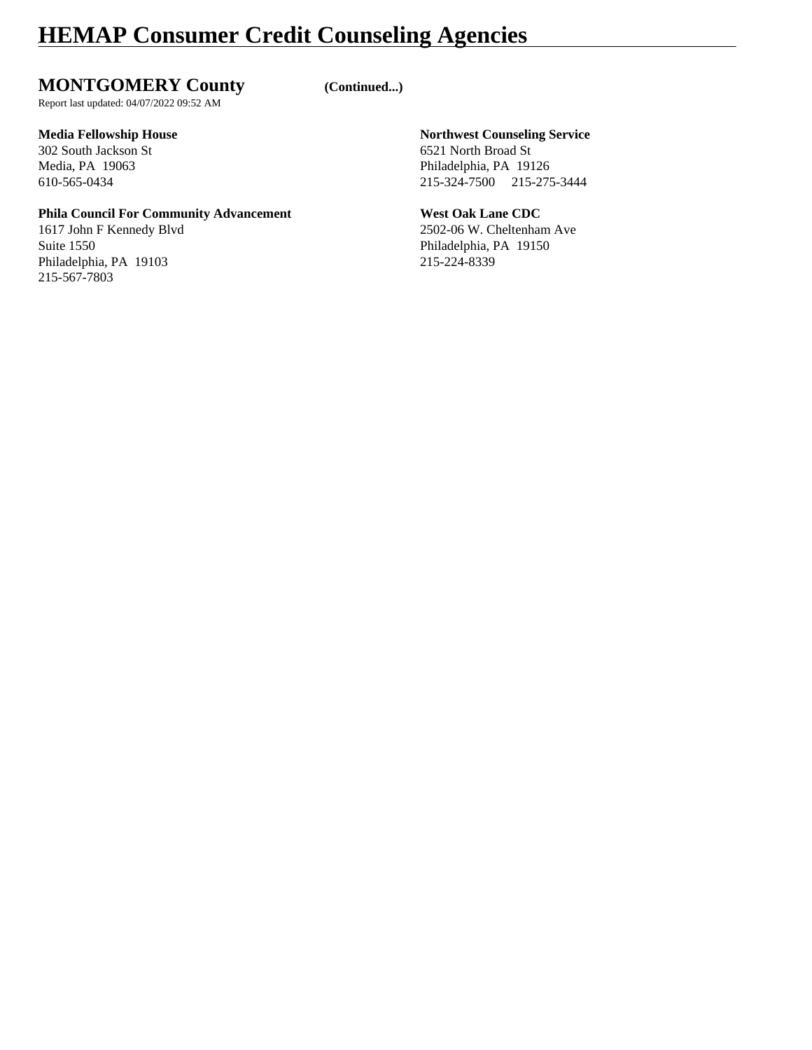# HEMAP Consumer Credit Counseling Agencies

## MONTGOMERY County (Continued...)

Report last updated: 04/07/2022 09:52 AM

**Media Fellowship House**
302 South Jackson St
Media, PA 19063
610-565-0434

**Phila Council For Community Advancement**
1617 John F Kennedy Blvd
Suite 1550
Philadelphia, PA 19103
215-567-7803

**Northwest Counseling Service**
6521 North Broad St
Philadelphia, PA 19126
215-324-7500 215-275-3444

**West Oak Lane CDC**
2502-06 W. Cheltenham Ave
Philadelphia, PA 19150
215-224-8339